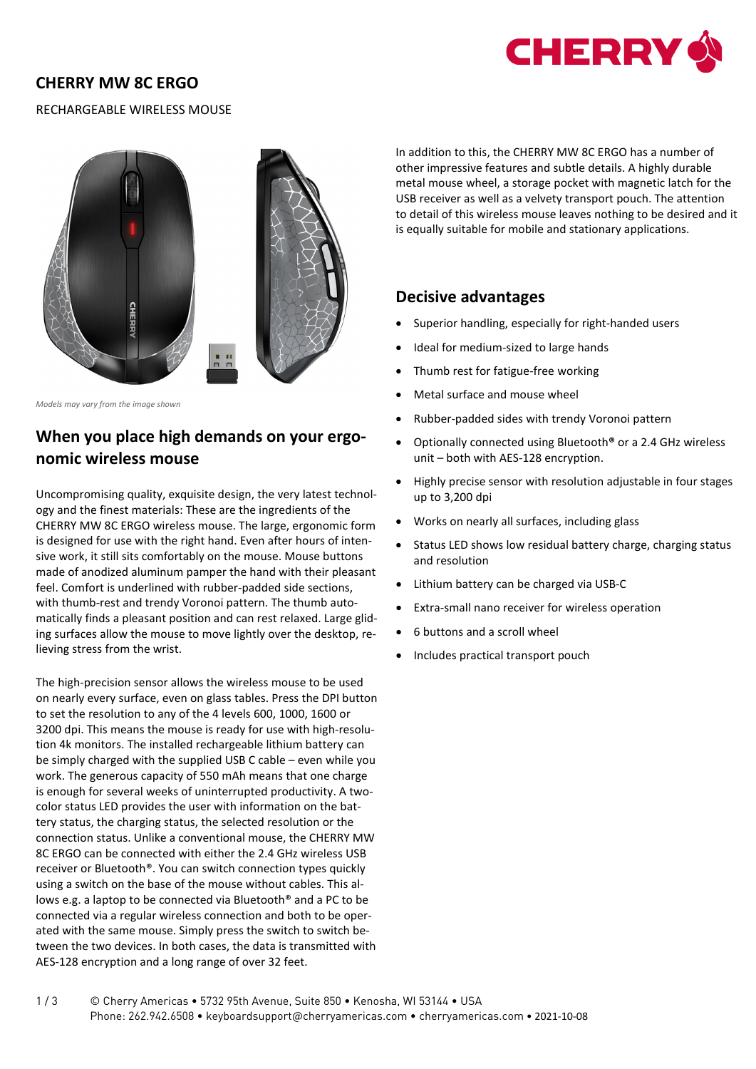# CHERRY MW 8C ERGO

RECHARGEABLE WIRELESS MOUSE

*Models may vary from the image shown*

## When you place high demands on your ergonomic wireless mouse

Uncompromising quality, exquisite design, the very latest technology and the finest materials: These are the ingredients of the CHERRY MW 8C ERGO wireless mouse. The large, ergonomic form is designed for use with the right hand. Even after hours of intensive work, it still sits comfortably on the mouse. Mouse buttons made of anodized aluminum pamper the hand with their pleasant feel. Comfort is underlined with rubber-padded side sections, with thumb-rest and trendy Voronoi pattern. The thumb automatically finds a pleasant position and can rest relaxed. Large gliding surfaces allow the mouse to move lightly over the desktop, relieving stress from the wrist.

The high-precision sensor allows the wireless mouse to be used on nearly every surface, even on glass tables. Press the DPI button to set the resolution to any of the 4 levels 600, 1000, 1600 or 3200 dpi. This means the mouse is ready for use with high-resolution 4k monitors. The installed rechargeable lithium battery can be simply charged with the supplied USB C cable – even while you work. The generous capacity of 550 mAh means that one charge is enough for several weeks of uninterrupted productivity. A two-color status LED provides the user with information on the battery status, the charging status, the selected resolution or the connection status. Unlike a conventional mouse, the CHERRY MW 8C ERGO can be connected with either the 2.4 GHz wireless USB receiver or Bluetooth®. You can switch connection types quickly using a switch on the base of the mouse without cables. This allows e.g. a laptop to be connected via Bluetooth® and a PC to be connected via a regular wireless connection and both to be operated with the same mouse. Simply press the switch to switch between the two devices. In both cases, the data is transmitted with AES-128 encryption and a long range of over 32 feet.

In addition to this, the CHERRY MW 8C ERGO has a number of other impressive features and subtle details. A highly durable metal mouse wheel, a storage pocket with magnetic latch for the USB receiver as well as a velvety transport pouch. The attention to detail of this wireless mouse leaves nothing to be desired and it is equally suitable for mobile and stationary applications.

## Decisive advantages

- Superior handling, especially for right-handed users
- Ideal for medium-sized to large hands
- Thumb rest for fatigue-free working
- Metal surface and mouse wheel
- Rubber-padded sides with trendy Voronoi pattern
- Optionally connected using Bluetooth® or a 2.4 GHz wireless unit – both with AES-128 encryption.
- Highly precise sensor with resolution adjustable in four stages up to 3,200 dpi
- Works on nearly all surfaces, including glass
- Status LED shows low residual battery charge, charging status and resolution
- Lithium battery can be charged via USB-C
- Extra-small nano receiver for wireless operation
- 6 buttons and a scroll wheel
- Includes practical transport pouch

© Cherry Americas • 5732 95th Avenue, Suite 850 • Kenosha, WI 53144 • USA
Phone: 262.942.6508 • keyboardsupport@cherryamericas.com • cherryamericas.com • 2021-10-08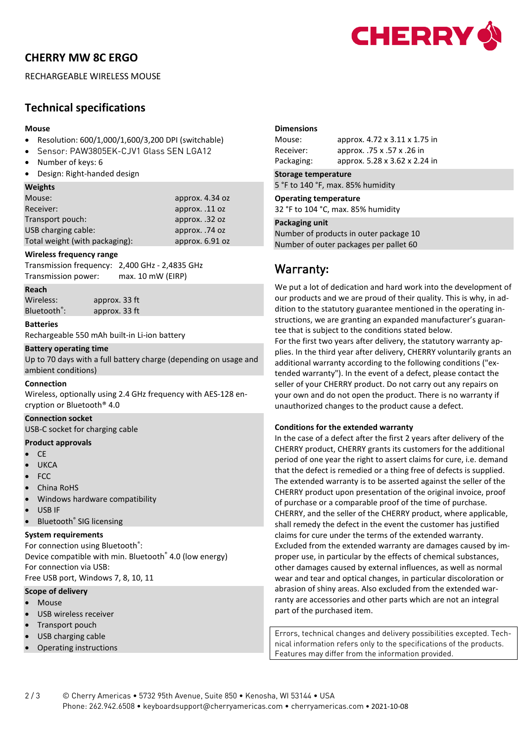# CHERRY MW 8C ERGO

RECHARGEABLE WIRELESS MOUSE

## Technical specifications

**Mouse**

- Resolution: 600/1,000/1,600/3,200 DPI (switchable)
- Sensor: PAW3805EK-CJV1 Glass SEN LGA12
- Number of keys: 6
- Design: Right-handed design

**Weights**

| | |
|---|---|
| Mouse: | approx. 4.34 oz |
| Receiver: | approx. .11 oz |
| Transport pouch: | approx. .32 oz |
| USB charging cable: | approx. .74 oz |
| Total weight (with packaging): | approx. 6.91 oz |

**Wireless frequency range**

Transmission frequency: 2,400 GHz - 2,4835 GHz
Transmission power: max. 10 mW (EIRP)

**Reach**

Wireless: approx. 33 ft
Bluetooth®: approx. 33 ft

**Batteries**

Rechargeable 550 mAh built-in Li-ion battery

**Battery operating time**

Up to 70 days with a full battery charge (depending on usage and ambient conditions)

**Connection**

Wireless, optionally using 2.4 GHz frequency with AES-128 encryption or Bluetooth® 4.0

**Connection socket**

USB-C socket for charging cable

**Product approvals**

- CE
- UKCA
- FCC
- China RoHS
- Windows hardware compatibility
- USB IF
- Bluetooth® SIG licensing

**System requirements**

For connection using Bluetooth®:
Device compatible with min. Bluetooth® 4.0 (low energy)
For connection via USB:
Free USB port, Windows 7, 8, 10, 11

**Scope of delivery**

- Mouse
- USB wireless receiver
- Transport pouch
- USB charging cable
- Operating instructions

**Dimensions**

| | |
|---|---|
| Mouse: | approx. 4.72 x 3.11 x 1.75 in |
| Receiver: | approx. .75 x .57 x .26 in |
| Packaging: | approx. 5.28 x 3.62 x 2.24 in |

**Storage temperature**

5 °F to 140 °F, max. 85% humidity

**Operating temperature**

32 °F to 104 °C, max. 85% humidity

**Packaging unit**

Number of products in outer package 10
Number of outer packages per pallet 60

## Warranty:

We put a lot of dedication and hard work into the development of our products and we are proud of their quality. This is why, in addition to the statutory guarantee mentioned in the operating instructions, we are granting an expanded manufacturer's guarantee that is subject to the conditions stated below.
For the first two years after delivery, the statutory warranty applies. In the third year after delivery, CHERRY voluntarily grants an additional warranty according to the following conditions ("extended warranty"). In the event of a defect, please contact the seller of your CHERRY product. Do not carry out any repairs on your own and do not open the product. There is no warranty if unauthorized changes to the product cause a defect.

**Conditions for the extended warranty**

In the case of a defect after the first 2 years after delivery of the CHERRY product, CHERRY grants its customers for the additional period of one year the right to assert claims for cure, i.e. demand that the defect is remedied or a thing free of defects is supplied. The extended warranty is to be asserted against the seller of the CHERRY product upon presentation of the original invoice, proof of purchase or a comparable proof of the time of purchase. CHERRY, and the seller of the CHERRY product, where applicable, shall remedy the defect in the event the customer has justified claims for cure under the terms of the extended warranty. Excluded from the extended warranty are damages caused by improper use, in particular by the effects of chemical substances, other damages caused by external influences, as well as normal wear and tear and optical changes, in particular discoloration or abrasion of shiny areas. Also excluded from the extended warranty are accessories and other parts which are not an integral part of the purchased item.

Errors, technical changes and delivery possibilities excepted. Technical information refers only to the specifications of the products. Features may differ from the information provided.

© Cherry Americas • 5732 95th Avenue, Suite 850 • Kenosha, WI 53144 • USA
Phone: 262.942.6508 • keyboardsupport@cherryamericas.com • cherryamericas.com • 2021-10-08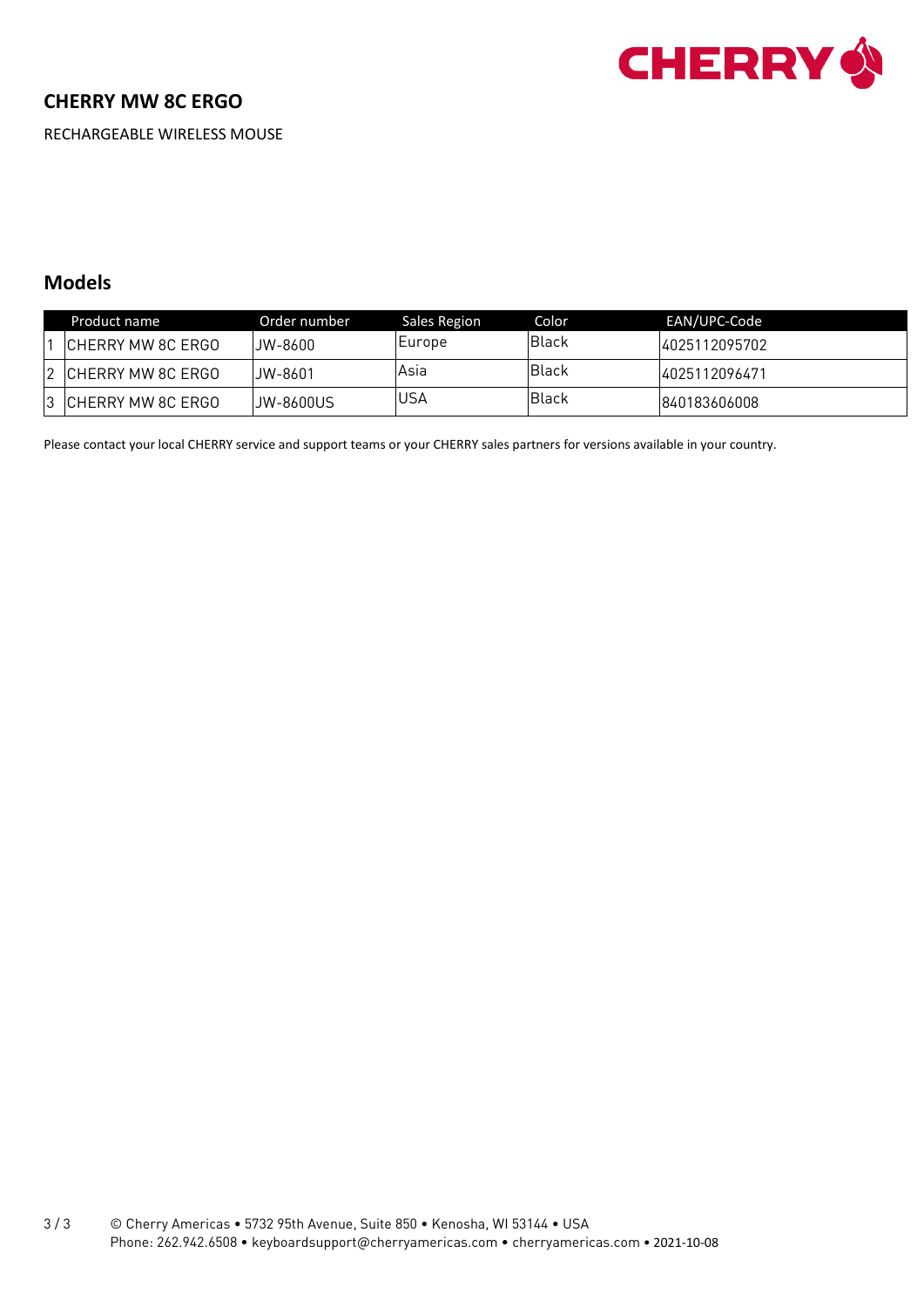# CHERRY MW 8C ERGO

RECHARGEABLE WIRELESS MOUSE

## Models

| | Product name | Order number | Sales Region | Color | EAN/UPC-Code |
|---|---|---|---|---|---|
| 1 | CHERRY MW 8C ERGO | JW-8600 | Europe | Black | 4025112095702 |
| 2 | CHERRY MW 8C ERGO | JW-8601 | Asia | Black | 4025112096471 |
| 3 | CHERRY MW 8C ERGO | JW-8600US | USA | Black | 840183606008 |

Please contact your local CHERRY service and support teams or your CHERRY sales partners for versions available in your country.

© Cherry Americas • 5732 95th Avenue, Suite 850 • Kenosha, WI 53144 • USA
Phone: 262.942.6508 • keyboardsupport@cherryamericas.com • cherryamericas.com • 2021-10-08